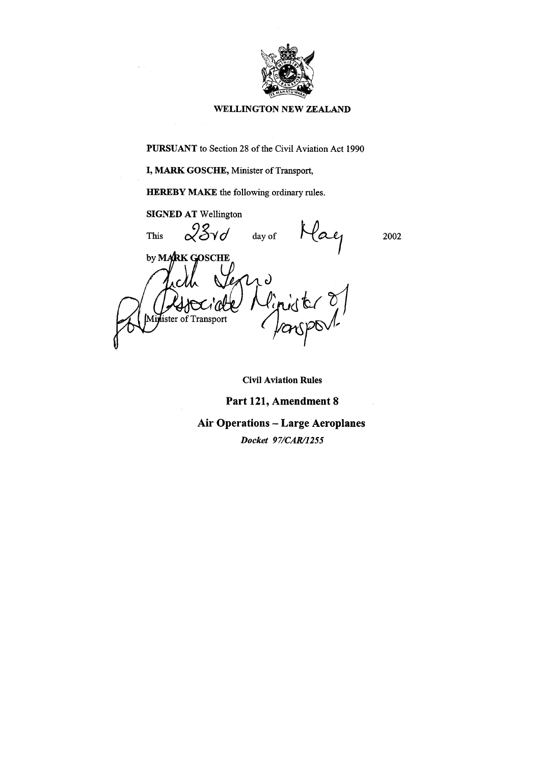**WELLINGTON NEW ZEALAND**

**PURSUANT** to Section 28 of the Civil Aviation Act 1990

**I, MARK GOSCHE,** Minister of Transport,

**HEREBY MAKE** the following ordinary rules.

**SIGNED AT** Wellington

This 23rd day of May 2002

by **MARK GOSCHE**

Minister of Transport

Judith Tizard
for Associate Minister of Transport

**Civil Aviation Rules**

## Part 121, Amendment 8

## Air Operations – Large Aeroplanes

***Docket 97/CAR/1255***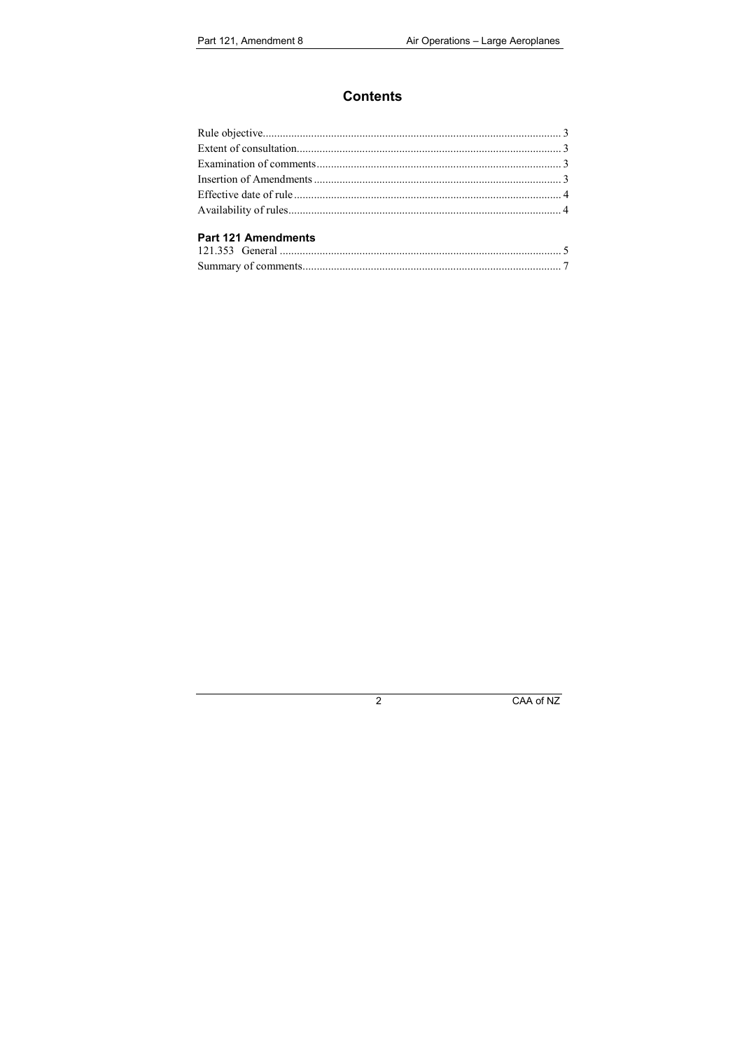# Contents

| | |
|---|---|
| Rule objective | 3 |
| Extent of consultation | 3 |
| Examination of comments | 3 |
| Insertion of Amendments | 3 |
| Effective date of rule | 4 |
| Availability of rules | 4 |

### Part 121 Amendments

| | |
|---|---|
| 121.353 General | 5 |
| Summary of comments | 7 |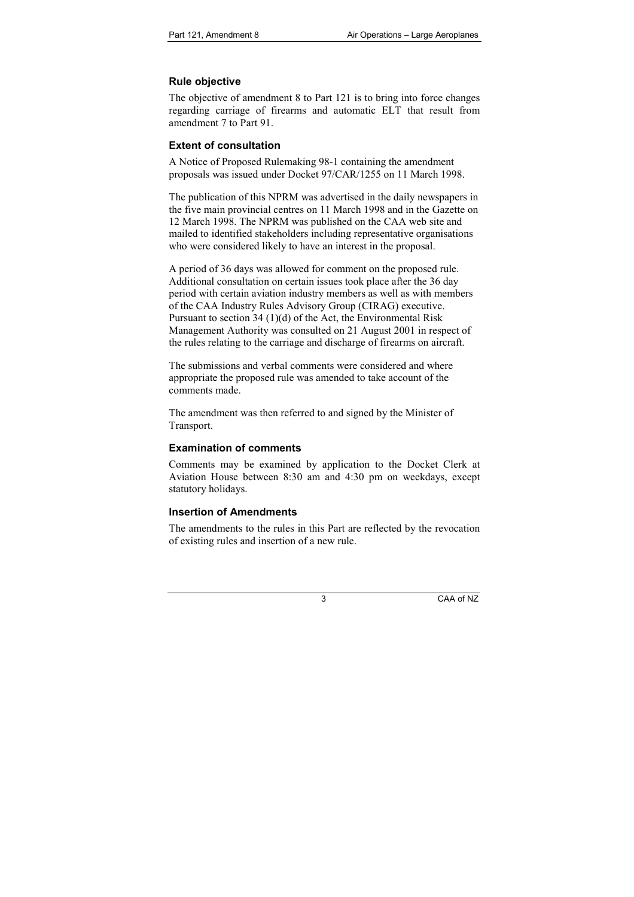## Rule objective

The objective of amendment 8 to Part 121 is to bring into force changes regarding carriage of firearms and automatic ELT that result from amendment 7 to Part 91.

## Extent of consultation

A Notice of Proposed Rulemaking 98-1 containing the amendment proposals was issued under Docket 97/CAR/1255 on 11 March 1998.

The publication of this NPRM was advertised in the daily newspapers in the five main provincial centres on 11 March 1998 and in the Gazette on 12 March 1998. The NPRM was published on the CAA web site and mailed to identified stakeholders including representative organisations who were considered likely to have an interest in the proposal.

A period of 36 days was allowed for comment on the proposed rule. Additional consultation on certain issues took place after the 36 day period with certain aviation industry members as well as with members of the CAA Industry Rules Advisory Group (CIRAG) executive. Pursuant to section 34 (1)(d) of the Act, the Environmental Risk Management Authority was consulted on 21 August 2001 in respect of the rules relating to the carriage and discharge of firearms on aircraft.

The submissions and verbal comments were considered and where appropriate the proposed rule was amended to take account of the comments made.

The amendment was then referred to and signed by the Minister of Transport.

## Examination of comments

Comments may be examined by application to the Docket Clerk at Aviation House between 8:30 am and 4:30 pm on weekdays, except statutory holidays.

## Insertion of Amendments

The amendments to the rules in this Part are reflected by the revocation of existing rules and insertion of a new rule.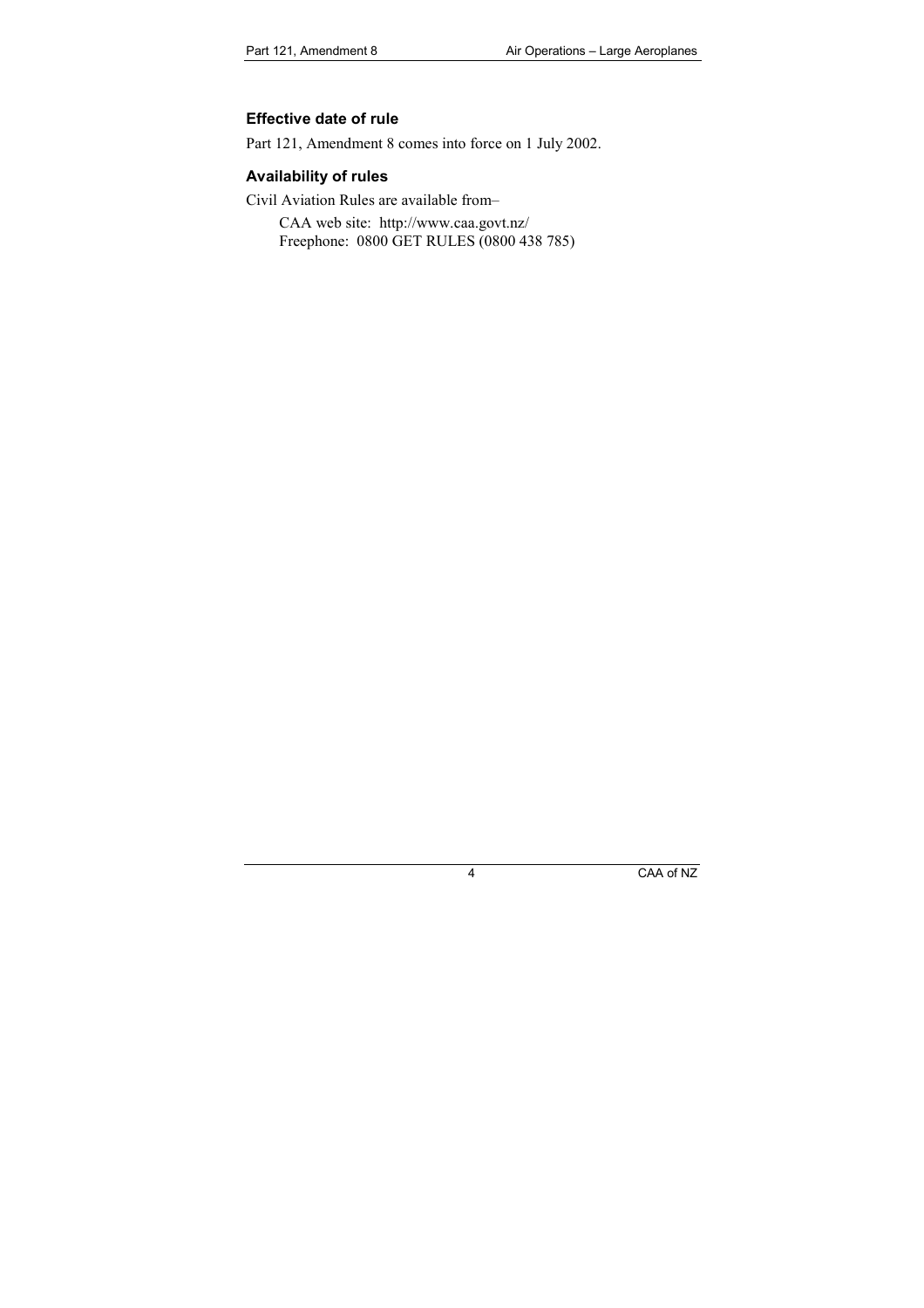### Effective date of rule

Part 121, Amendment 8 comes into force on 1 July 2002.

### Availability of rules

Civil Aviation Rules are available from–

CAA web site: http://www.caa.govt.nz/
Freephone: 0800 GET RULES (0800 438 785)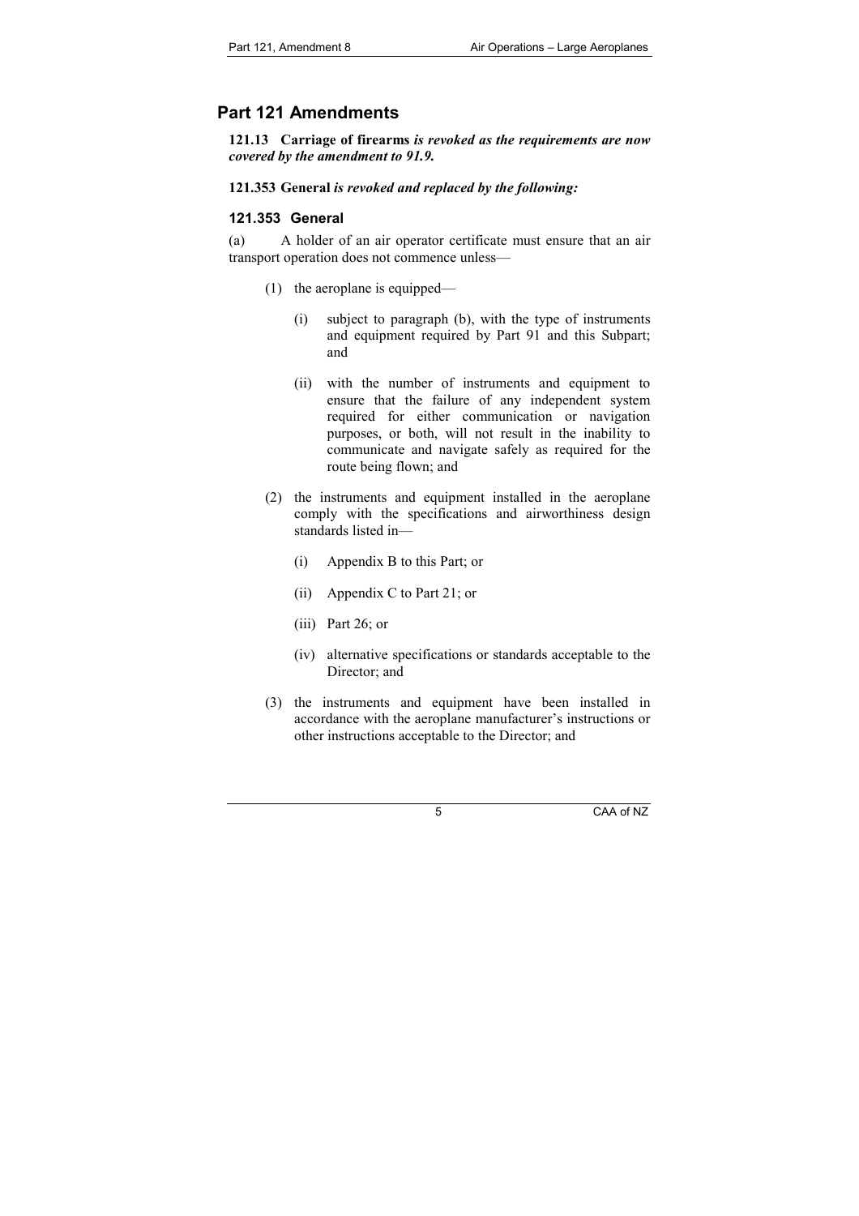## Part 121 Amendments

**121.13 Carriage of firearms** ***is revoked as the requirements are now covered by the amendment to 91.9.***

**121.353 General** ***is revoked and replaced by the following:***

### 121.353 General

(a) A holder of an air operator certificate must ensure that an air transport operation does not commence unless—

- (1) the aeroplane is equipped—
  - (i) subject to paragraph (b), with the type of instruments and equipment required by Part 91 and this Subpart; and
  - (ii) with the number of instruments and equipment to ensure that the failure of any independent system required for either communication or navigation purposes, or both, will not result in the inability to communicate and navigate safely as required for the route being flown; and
- (2) the instruments and equipment installed in the aeroplane comply with the specifications and airworthiness design standards listed in—
  - (i) Appendix B to this Part; or
  - (ii) Appendix C to Part 21; or
  - (iii) Part 26; or
  - (iv) alternative specifications or standards acceptable to the Director; and
- (3) the instruments and equipment have been installed in accordance with the aeroplane manufacturer's instructions or other instructions acceptable to the Director; and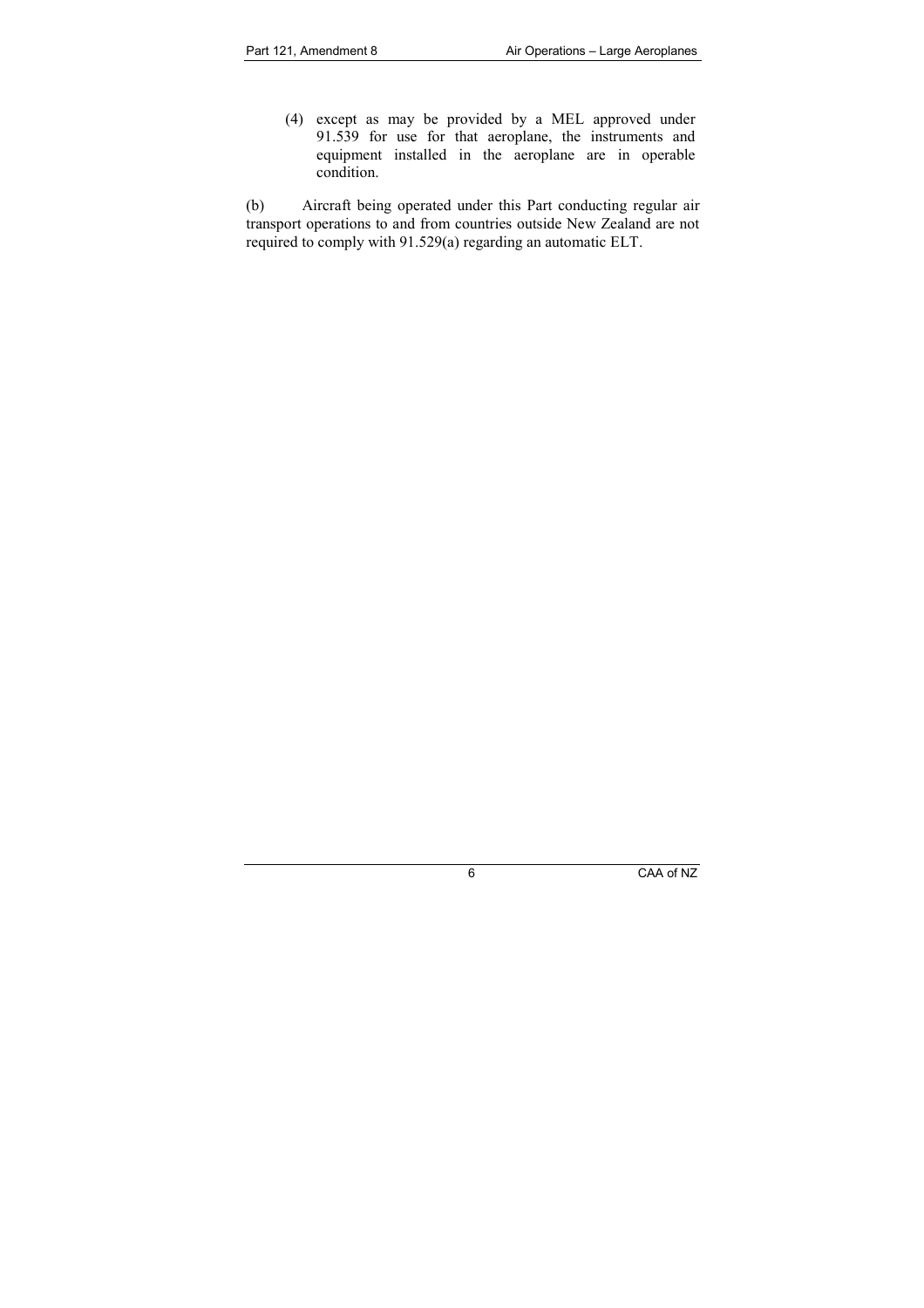(4) except as may be provided by a MEL approved under 91.539 for use for that aeroplane, the instruments and equipment installed in the aeroplane are in operable condition.

(b) Aircraft being operated under this Part conducting regular air transport operations to and from countries outside New Zealand are not required to comply with 91.529(a) regarding an automatic ELT.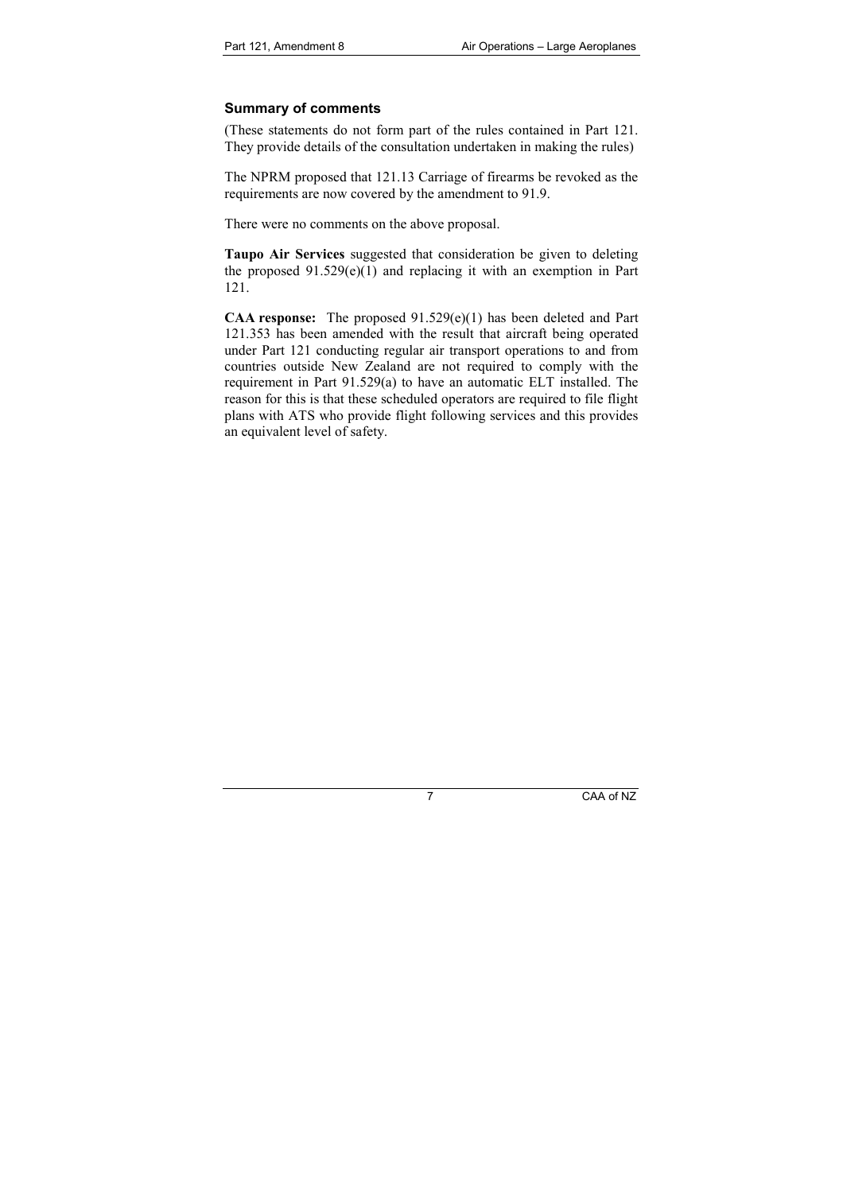### Summary of comments

(These statements do not form part of the rules contained in Part 121. They provide details of the consultation undertaken in making the rules)

The NPRM proposed that 121.13 Carriage of firearms be revoked as the requirements are now covered by the amendment to 91.9.

There were no comments on the above proposal.

**Taupo Air Services** suggested that consideration be given to deleting the proposed 91.529(e)(1) and replacing it with an exemption in Part 121.

**CAA response:** The proposed 91.529(e)(1) has been deleted and Part 121.353 has been amended with the result that aircraft being operated under Part 121 conducting regular air transport operations to and from countries outside New Zealand are not required to comply with the requirement in Part 91.529(a) to have an automatic ELT installed. The reason for this is that these scheduled operators are required to file flight plans with ATS who provide flight following services and this provides an equivalent level of safety.